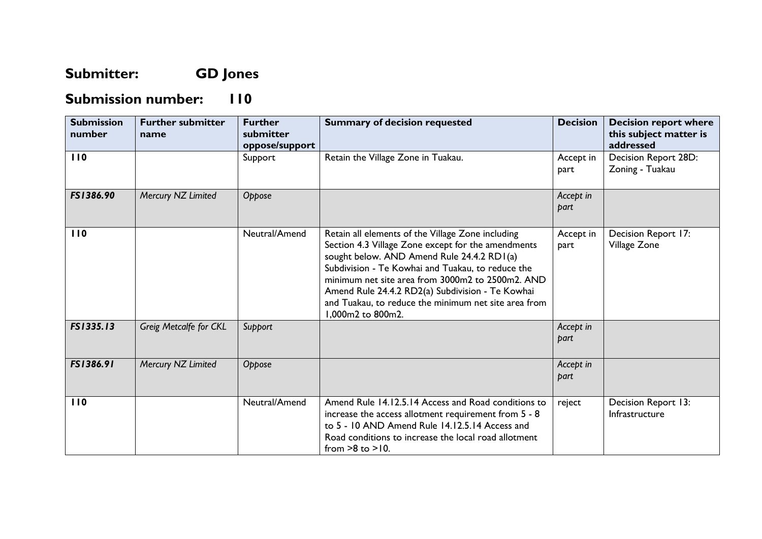# Submitter: GD Jones

# Submission number: 110

| Submission number | Further submitter name | Further submitter oppose/support | Summary of decision requested | Decision | Decision report where this subject matter is addressed |
|---|---|---|---|---|---|
| **110** | | Support | Retain the Village Zone in Tuakau. | Accept in part | Decision Report 28D: Zoning - Tuakau |
| ***FS1386.90*** | *Mercury NZ Limited* | *Oppose* | | *Accept in part* | |
| **110** | | Neutral/Amend | Retain all elements of the Village Zone including Section 4.3 Village Zone except for the amendments sought below. AND Amend Rule 24.4.2 RD1(a) Subdivision - Te Kowhai and Tuakau, to reduce the minimum net site area from 3000m2 to 2500m2. AND Amend Rule 24.4.2 RD2(a) Subdivision - Te Kowhai and Tuakau, to reduce the minimum net site area from 1,000m2 to 800m2. | Accept in part | Decision Report 17: Village Zone |
| ***FS1335.13*** | *Greig Metcalfe for CKL* | *Support* | | *Accept in part* | |
| ***FS1386.91*** | *Mercury NZ Limited* | *Oppose* | | *Accept in part* | |
| **110** | | Neutral/Amend | Amend Rule 14.12.5.14 Access and Road conditions to increase the access allotment requirement from 5 - 8 to 5 - 10 AND Amend Rule 14.12.5.14 Access and Road conditions to increase the local road allotment from >8 to >10. | reject | Decision Report 13: Infrastructure |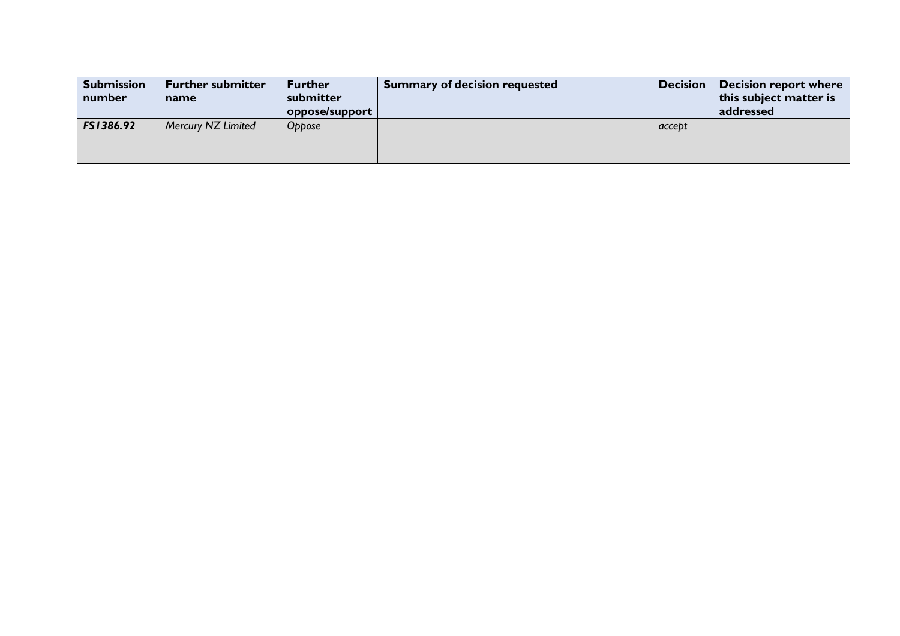| Submission number | Further submitter name | Further submitter oppose/support | Summary of decision requested | Decision | Decision report where this subject matter is addressed |
|---|---|---|---|---|---|
| ***FS1386.92*** | *Mercury NZ Limited* | *Oppose* | | *accept* | |